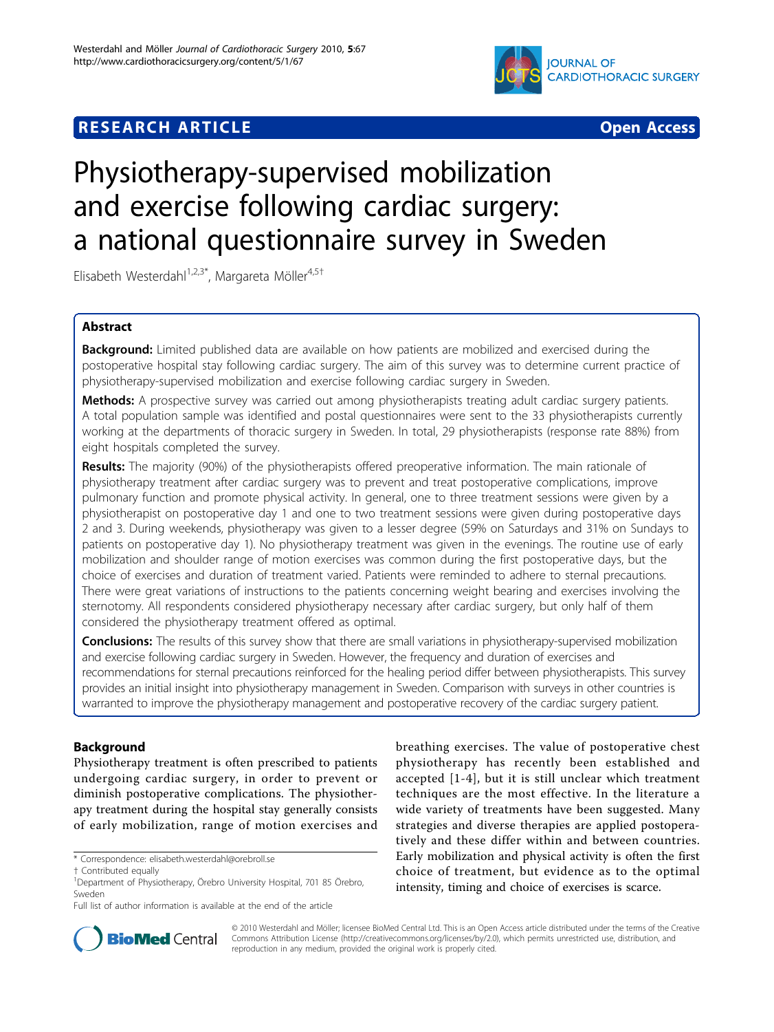RESEARCH ARTICLE Open Access

# Physiotherapy-supervised mobilization and exercise following cardiac surgery: a national questionnaire survey in Sweden

Elisabeth Westerdahl[1,2,3*], Margareta Möller[4,5†]

## Abstract

**Background:** Limited published data are available on how patients are mobilized and exercised during the postoperative hospital stay following cardiac surgery. The aim of this survey was to determine current practice of physiotherapy-supervised mobilization and exercise following cardiac surgery in Sweden.

**Methods:** A prospective survey was carried out among physiotherapists treating adult cardiac surgery patients. A total population sample was identified and postal questionnaires were sent to the 33 physiotherapists currently working at the departments of thoracic surgery in Sweden. In total, 29 physiotherapists (response rate 88%) from eight hospitals completed the survey.

**Results:** The majority (90%) of the physiotherapists offered preoperative information. The main rationale of physiotherapy treatment after cardiac surgery was to prevent and treat postoperative complications, improve pulmonary function and promote physical activity. In general, one to three treatment sessions were given by a physiotherapist on postoperative day 1 and one to two treatment sessions were given during postoperative days 2 and 3. During weekends, physiotherapy was given to a lesser degree (59% on Saturdays and 31% on Sundays to patients on postoperative day 1). No physiotherapy treatment was given in the evenings. The routine use of early mobilization and shoulder range of motion exercises was common during the first postoperative days, but the choice of exercises and duration of treatment varied. Patients were reminded to adhere to sternal precautions. There were great variations of instructions to the patients concerning weight bearing and exercises involving the sternotomy. All respondents considered physiotherapy necessary after cardiac surgery, but only half of them considered the physiotherapy treatment offered as optimal.

**Conclusions:** The results of this survey show that there are small variations in physiotherapy-supervised mobilization and exercise following cardiac surgery in Sweden. However, the frequency and duration of exercises and recommendations for sternal precautions reinforced for the healing period differ between physiotherapists. This survey provides an initial insight into physiotherapy management in Sweden. Comparison with surveys in other countries is warranted to improve the physiotherapy management and postoperative recovery of the cardiac surgery patient.

## Background

Physiotherapy treatment is often prescribed to patients undergoing cardiac surgery, in order to prevent or diminish postoperative complications. The physiotherapy treatment during the hospital stay generally consists of early mobilization, range of motion exercises and breathing exercises. The value of postoperative chest physiotherapy has recently been established and accepted [1-4], but it is still unclear which treatment techniques are the most effective. In the literature a wide variety of treatments have been suggested. Many strategies and diverse therapies are applied postoperatively and these differ within and between countries. Early mobilization and physical activity is often the first choice of treatment, but evidence as to the optimal intensity, timing and choice of exercises is scarce.

\* Correspondence: elisabeth.westerdahl@orebroll.se
† Contributed equally
[1]Department of Physiotherapy, Örebro University Hospital, 701 85 Örebro, Sweden
Full list of author information is available at the end of the article

© 2010 Westerdahl and Möller; licensee BioMed Central Ltd. This is an Open Access article distributed under the terms of the Creative Commons Attribution License (http://creativecommons.org/licenses/by/2.0), which permits unrestricted use, distribution, and reproduction in any medium, provided the original work is properly cited.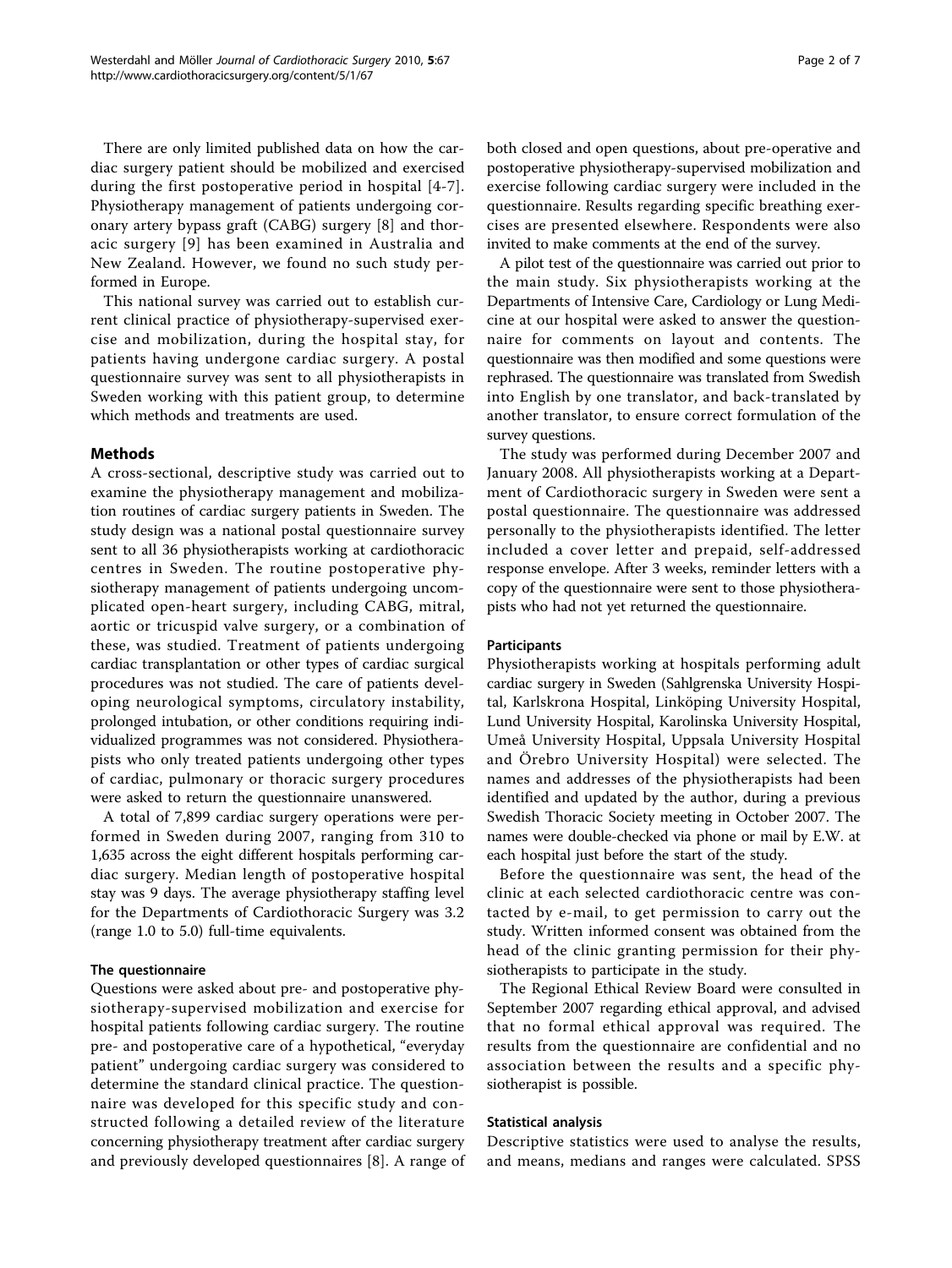There are only limited published data on how the cardiac surgery patient should be mobilized and exercised during the first postoperative period in hospital [4-7]. Physiotherapy management of patients undergoing coronary artery bypass graft (CABG) surgery [8] and thoracic surgery [9] has been examined in Australia and New Zealand. However, we found no such study performed in Europe.

This national survey was carried out to establish current clinical practice of physiotherapy-supervised exercise and mobilization, during the hospital stay, for patients having undergone cardiac surgery. A postal questionnaire survey was sent to all physiotherapists in Sweden working with this patient group, to determine which methods and treatments are used.

## Methods

A cross-sectional, descriptive study was carried out to examine the physiotherapy management and mobilization routines of cardiac surgery patients in Sweden. The study design was a national postal questionnaire survey sent to all 36 physiotherapists working at cardiothoracic centres in Sweden. The routine postoperative physiotherapy management of patients undergoing uncomplicated open-heart surgery, including CABG, mitral, aortic or tricuspid valve surgery, or a combination of these, was studied. Treatment of patients undergoing cardiac transplantation or other types of cardiac surgical procedures was not studied. The care of patients developing neurological symptoms, circulatory instability, prolonged intubation, or other conditions requiring individualized programmes was not considered. Physiotherapists who only treated patients undergoing other types of cardiac, pulmonary or thoracic surgery procedures were asked to return the questionnaire unanswered.

A total of 7,899 cardiac surgery operations were performed in Sweden during 2007, ranging from 310 to 1,635 across the eight different hospitals performing cardiac surgery. Median length of postoperative hospital stay was 9 days. The average physiotherapy staffing level for the Departments of Cardiothoracic Surgery was 3.2 (range 1.0 to 5.0) full-time equivalents.

### The questionnaire

Questions were asked about pre- and postoperative physiotherapy-supervised mobilization and exercise for hospital patients following cardiac surgery. The routine pre- and postoperative care of a hypothetical, "everyday patient" undergoing cardiac surgery was considered to determine the standard clinical practice. The questionnaire was developed for this specific study and constructed following a detailed review of the literature concerning physiotherapy treatment after cardiac surgery and previously developed questionnaires [8]. A range of both closed and open questions, about pre-operative and postoperative physiotherapy-supervised mobilization and exercise following cardiac surgery were included in the questionnaire. Results regarding specific breathing exercises are presented elsewhere. Respondents were also invited to make comments at the end of the survey.

A pilot test of the questionnaire was carried out prior to the main study. Six physiotherapists working at the Departments of Intensive Care, Cardiology or Lung Medicine at our hospital were asked to answer the questionnaire for comments on layout and contents. The questionnaire was then modified and some questions were rephrased. The questionnaire was translated from Swedish into English by one translator, and back-translated by another translator, to ensure correct formulation of the survey questions.

The study was performed during December 2007 and January 2008. All physiotherapists working at a Department of Cardiothoracic surgery in Sweden were sent a postal questionnaire. The questionnaire was addressed personally to the physiotherapists identified. The letter included a cover letter and prepaid, self-addressed response envelope. After 3 weeks, reminder letters with a copy of the questionnaire were sent to those physiotherapists who had not yet returned the questionnaire.

### Participants

Physiotherapists working at hospitals performing adult cardiac surgery in Sweden (Sahlgrenska University Hospital, Karlskrona Hospital, Linköping University Hospital, Lund University Hospital, Karolinska University Hospital, Umeå University Hospital, Uppsala University Hospital and Örebro University Hospital) were selected. The names and addresses of the physiotherapists had been identified and updated by the author, during a previous Swedish Thoracic Society meeting in October 2007. The names were double-checked via phone or mail by E.W. at each hospital just before the start of the study.

Before the questionnaire was sent, the head of the clinic at each selected cardiothoracic centre was contacted by e-mail, to get permission to carry out the study. Written informed consent was obtained from the head of the clinic granting permission for their physiotherapists to participate in the study.

The Regional Ethical Review Board were consulted in September 2007 regarding ethical approval, and advised that no formal ethical approval was required. The results from the questionnaire are confidential and no association between the results and a specific physiotherapist is possible.

### Statistical analysis

Descriptive statistics were used to analyse the results, and means, medians and ranges were calculated. SPSS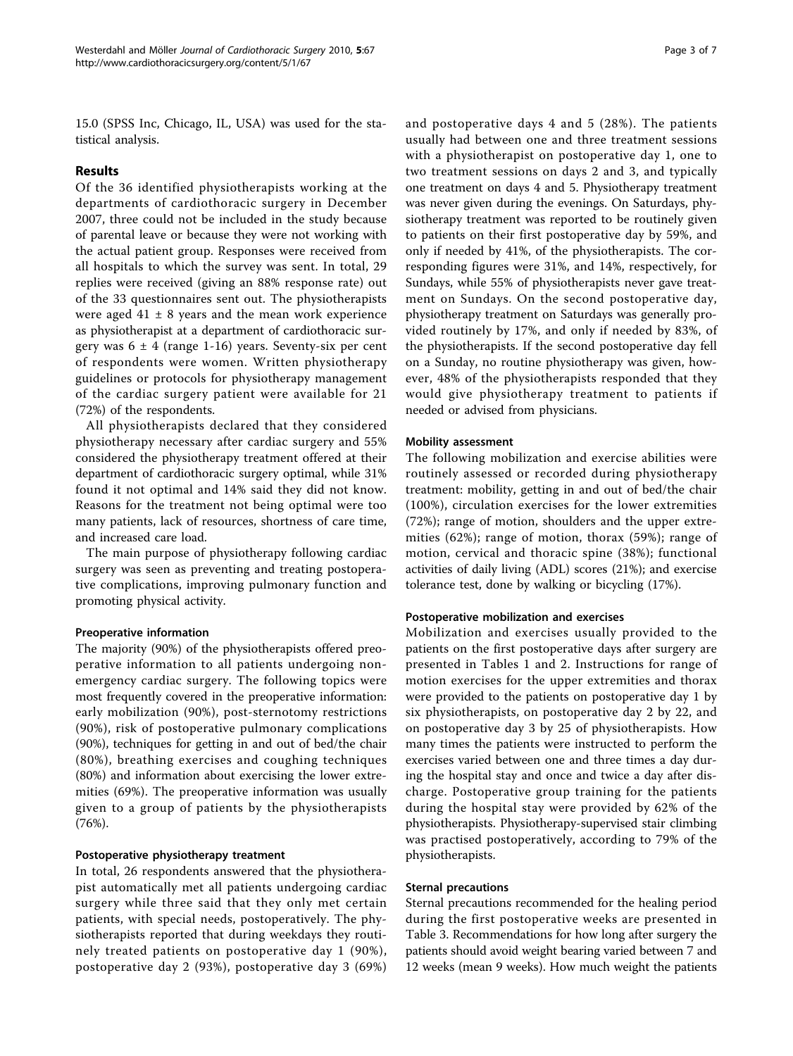15.0 (SPSS Inc, Chicago, IL, USA) was used for the statistical analysis.

## Results

Of the 36 identified physiotherapists working at the departments of cardiothoracic surgery in December 2007, three could not be included in the study because of parental leave or because they were not working with the actual patient group. Responses were received from all hospitals to which the survey was sent. In total, 29 replies were received (giving an 88% response rate) out of the 33 questionnaires sent out. The physiotherapists were aged 41 ± 8 years and the mean work experience as physiotherapist at a department of cardiothoracic surgery was 6 ± 4 (range 1-16) years. Seventy-six per cent of respondents were women. Written physiotherapy guidelines or protocols for physiotherapy management of the cardiac surgery patient were available for 21 (72%) of the respondents.

All physiotherapists declared that they considered physiotherapy necessary after cardiac surgery and 55% considered the physiotherapy treatment offered at their department of cardiothoracic surgery optimal, while 31% found it not optimal and 14% said they did not know. Reasons for the treatment not being optimal were too many patients, lack of resources, shortness of care time, and increased care load.

The main purpose of physiotherapy following cardiac surgery was seen as preventing and treating postoperative complications, improving pulmonary function and promoting physical activity.

### Preoperative information

The majority (90%) of the physiotherapists offered preoperative information to all patients undergoing non-emergency cardiac surgery. The following topics were most frequently covered in the preoperative information: early mobilization (90%), post-sternotomy restrictions (90%), risk of postoperative pulmonary complications (90%), techniques for getting in and out of bed/the chair (80%), breathing exercises and coughing techniques (80%) and information about exercising the lower extremities (69%). The preoperative information was usually given to a group of patients by the physiotherapists (76%).

### Postoperative physiotherapy treatment

In total, 26 respondents answered that the physiotherapist automatically met all patients undergoing cardiac surgery while three said that they only met certain patients, with special needs, postoperatively. The physiotherapists reported that during weekdays they routinely treated patients on postoperative day 1 (90%), postoperative day 2 (93%), postoperative day 3 (69%) and postoperative days 4 and 5 (28%). The patients usually had between one and three treatment sessions with a physiotherapist on postoperative day 1, one to two treatment sessions on days 2 and 3, and typically one treatment on days 4 and 5. Physiotherapy treatment was never given during the evenings. On Saturdays, physiotherapy treatment was reported to be routinely given to patients on their first postoperative day by 59%, and only if needed by 41%, of the physiotherapists. The corresponding figures were 31%, and 14%, respectively, for Sundays, while 55% of physiotherapists never gave treatment on Sundays. On the second postoperative day, physiotherapy treatment on Saturdays was generally provided routinely by 17%, and only if needed by 83%, of the physiotherapists. If the second postoperative day fell on a Sunday, no routine physiotherapy was given, however, 48% of the physiotherapists responded that they would give physiotherapy treatment to patients if needed or advised from physicians.

### Mobility assessment

The following mobilization and exercise abilities were routinely assessed or recorded during physiotherapy treatment: mobility, getting in and out of bed/the chair (100%), circulation exercises for the lower extremities (72%); range of motion, shoulders and the upper extremities (62%); range of motion, thorax (59%); range of motion, cervical and thoracic spine (38%); functional activities of daily living (ADL) scores (21%); and exercise tolerance test, done by walking or bicycling (17%).

### Postoperative mobilization and exercises

Mobilization and exercises usually provided to the patients on the first postoperative days after surgery are presented in Tables 1 and 2. Instructions for range of motion exercises for the upper extremities and thorax were provided to the patients on postoperative day 1 by six physiotherapists, on postoperative day 2 by 22, and on postoperative day 3 by 25 of physiotherapists. How many times the patients were instructed to perform the exercises varied between one and three times a day during the hospital stay and once and twice a day after discharge. Postoperative group training for the patients during the hospital stay were provided by 62% of the physiotherapists. Physiotherapy-supervised stair climbing was practised postoperatively, according to 79% of the physiotherapists.

### Sternal precautions

Sternal precautions recommended for the healing period during the first postoperative weeks are presented in Table 3. Recommendations for how long after surgery the patients should avoid weight bearing varied between 7 and 12 weeks (mean 9 weeks). How much weight the patients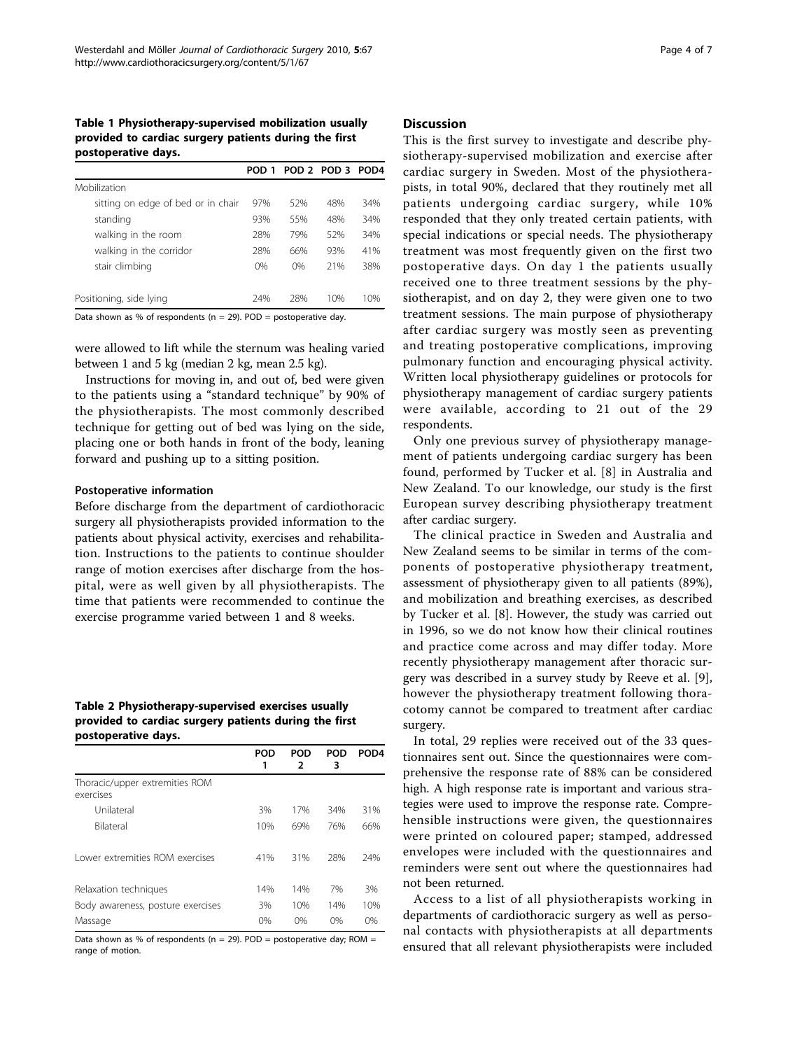**Table 1 Physiotherapy-supervised mobilization usually provided to cardiac surgery patients during the first postoperative days.**

| | POD 1 | POD 2 | POD 3 | POD4 |
|---|---|---|---|---|
| Mobilization | | | | |
| sitting on edge of bed or in chair | 97% | 52% | 48% | 34% |
| standing | 93% | 55% | 48% | 34% |
| walking in the room | 28% | 79% | 52% | 34% |
| walking in the corridor | 28% | 66% | 93% | 41% |
| stair climbing | 0% | 0% | 21% | 38% |
| Positioning, side lying | 24% | 28% | 10% | 10% |

Data shown as % of respondents (n = 29). POD = postoperative day.

were allowed to lift while the sternum was healing varied between 1 and 5 kg (median 2 kg, mean 2.5 kg).

Instructions for moving in, and out of, bed were given to the patients using a "standard technique" by 90% of the physiotherapists. The most commonly described technique for getting out of bed was lying on the side, placing one or both hands in front of the body, leaning forward and pushing up to a sitting position.

#### Postoperative information

Before discharge from the department of cardiothoracic surgery all physiotherapists provided information to the patients about physical activity, exercises and rehabilitation. Instructions to the patients to continue shoulder range of motion exercises after discharge from the hospital, were as well given by all physiotherapists. The time that patients were recommended to continue the exercise programme varied between 1 and 8 weeks.

**Table 2 Physiotherapy-supervised exercises usually provided to cardiac surgery patients during the first postoperative days.**

| | POD 1 | POD 2 | POD 3 | POD4 |
|---|---|---|---|---|
| Thoracic/upper extremities ROM exercises | | | | |
| Unilateral | 3% | 17% | 34% | 31% |
| Bilateral | 10% | 69% | 76% | 66% |
| Lower extremities ROM exercises | 41% | 31% | 28% | 24% |
| Relaxation techniques | 14% | 14% | 7% | 3% |
| Body awareness, posture exercises | 3% | 10% | 14% | 10% |
| Massage | 0% | 0% | 0% | 0% |

Data shown as % of respondents (n = 29). POD = postoperative day; ROM = range of motion.

## Discussion

This is the first survey to investigate and describe physiotherapy-supervised mobilization and exercise after cardiac surgery in Sweden. Most of the physiotherapists, in total 90%, declared that they routinely met all patients undergoing cardiac surgery, while 10% responded that they only treated certain patients, with special indications or special needs. The physiotherapy treatment was most frequently given on the first two postoperative days. On day 1 the patients usually received one to three treatment sessions by the physiotherapist, and on day 2, they were given one to two treatment sessions. The main purpose of physiotherapy after cardiac surgery was mostly seen as preventing and treating postoperative complications, improving pulmonary function and encouraging physical activity. Written local physiotherapy guidelines or protocols for physiotherapy management of cardiac surgery patients were available, according to 21 out of the 29 respondents.

Only one previous survey of physiotherapy management of patients undergoing cardiac surgery has been found, performed by Tucker et al. [8] in Australia and New Zealand. To our knowledge, our study is the first European survey describing physiotherapy treatment after cardiac surgery.

The clinical practice in Sweden and Australia and New Zealand seems to be similar in terms of the components of postoperative physiotherapy treatment, assessment of physiotherapy given to all patients (89%), and mobilization and breathing exercises, as described by Tucker et al. [8]. However, the study was carried out in 1996, so we do not know how their clinical routines and practice come across and may differ today. More recently physiotherapy management after thoracic surgery was described in a survey study by Reeve et al. [9], however the physiotherapy treatment following thoracotomy cannot be compared to treatment after cardiac surgery.

In total, 29 replies were received out of the 33 questionnaires sent out. Since the questionnaires were comprehensive the response rate of 88% can be considered high. A high response rate is important and various strategies were used to improve the response rate. Comprehensible instructions were given, the questionnaires were printed on coloured paper; stamped, addressed envelopes were included with the questionnaires and reminders were sent out where the questionnaires had not been returned.

Access to a list of all physiotherapists working in departments of cardiothoracic surgery as well as personal contacts with physiotherapists at all departments ensured that all relevant physiotherapists were included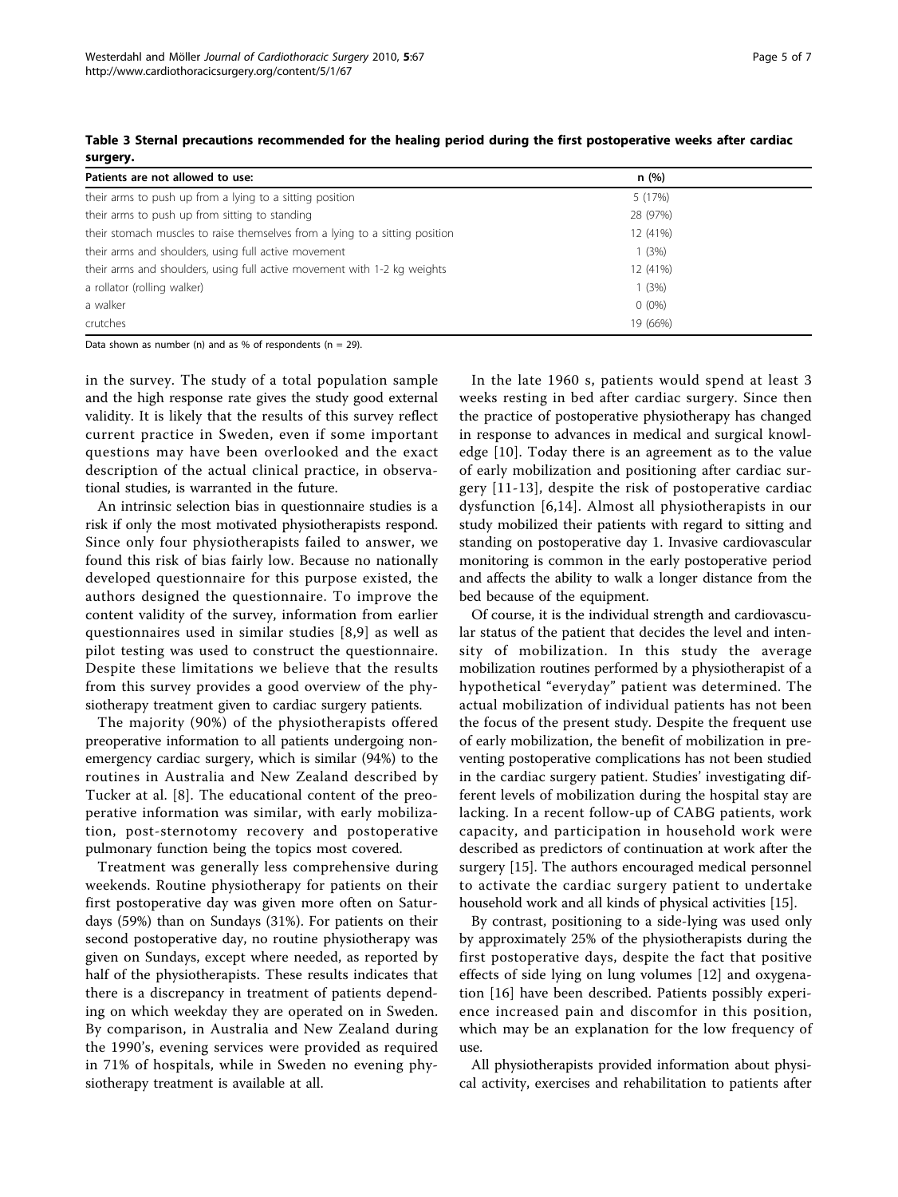**Table 3 Sternal precautions recommended for the healing period during the first postoperative weeks after cardiac surgery.**

| Patients are not allowed to use: | n (%) |
| --- | --- |
| their arms to push up from a lying to a sitting position | 5 (17%) |
| their arms to push up from sitting to standing | 28 (97%) |
| their stomach muscles to raise themselves from a lying to a sitting position | 12 (41%) |
| their arms and shoulders, using full active movement | 1 (3%) |
| their arms and shoulders, using full active movement with 1-2 kg weights | 12 (41%) |
| a rollator (rolling walker) | 1 (3%) |
| a walker | 0 (0%) |
| crutches | 19 (66%) |

Data shown as number (n) and as % of respondents (n = 29).

in the survey. The study of a total population sample and the high response rate gives the study good external validity. It is likely that the results of this survey reflect current practice in Sweden, even if some important questions may have been overlooked and the exact description of the actual clinical practice, in observational studies, is warranted in the future.

An intrinsic selection bias in questionnaire studies is a risk if only the most motivated physiotherapists respond. Since only four physiotherapists failed to answer, we found this risk of bias fairly low. Because no nationally developed questionnaire for this purpose existed, the authors designed the questionnaire. To improve the content validity of the survey, information from earlier questionnaires used in similar studies [8,9] as well as pilot testing was used to construct the questionnaire. Despite these limitations we believe that the results from this survey provides a good overview of the physiotherapy treatment given to cardiac surgery patients.

The majority (90%) of the physiotherapists offered preoperative information to all patients undergoing nonemergency cardiac surgery, which is similar (94%) to the routines in Australia and New Zealand described by Tucker at al. [8]. The educational content of the preoperative information was similar, with early mobilization, post-sternotomy recovery and postoperative pulmonary function being the topics most covered.

Treatment was generally less comprehensive during weekends. Routine physiotherapy for patients on their first postoperative day was given more often on Saturdays (59%) than on Sundays (31%). For patients on their second postoperative day, no routine physiotherapy was given on Sundays, except where needed, as reported by half of the physiotherapists. These results indicates that there is a discrepancy in treatment of patients depending on which weekday they are operated on in Sweden. By comparison, in Australia and New Zealand during the 1990's, evening services were provided as required in 71% of hospitals, while in Sweden no evening physiotherapy treatment is available at all.

In the late 1960 s, patients would spend at least 3 weeks resting in bed after cardiac surgery. Since then the practice of postoperative physiotherapy has changed in response to advances in medical and surgical knowledge [10]. Today there is an agreement as to the value of early mobilization and positioning after cardiac surgery [11-13], despite the risk of postoperative cardiac dysfunction [6,14]. Almost all physiotherapists in our study mobilized their patients with regard to sitting and standing on postoperative day 1. Invasive cardiovascular monitoring is common in the early postoperative period and affects the ability to walk a longer distance from the bed because of the equipment.

Of course, it is the individual strength and cardiovascular status of the patient that decides the level and intensity of mobilization. In this study the average mobilization routines performed by a physiotherapist of a hypothetical "everyday" patient was determined. The actual mobilization of individual patients has not been the focus of the present study. Despite the frequent use of early mobilization, the benefit of mobilization in preventing postoperative complications has not been studied in the cardiac surgery patient. Studies' investigating different levels of mobilization during the hospital stay are lacking. In a recent follow-up of CABG patients, work capacity, and participation in household work were described as predictors of continuation at work after the surgery [15]. The authors encouraged medical personnel to activate the cardiac surgery patient to undertake household work and all kinds of physical activities [15].

By contrast, positioning to a side-lying was used only by approximately 25% of the physiotherapists during the first postoperative days, despite the fact that positive effects of side lying on lung volumes [12] and oxygenation [16] have been described. Patients possibly experience increased pain and discomfor in this position, which may be an explanation for the low frequency of use.

All physiotherapists provided information about physical activity, exercises and rehabilitation to patients after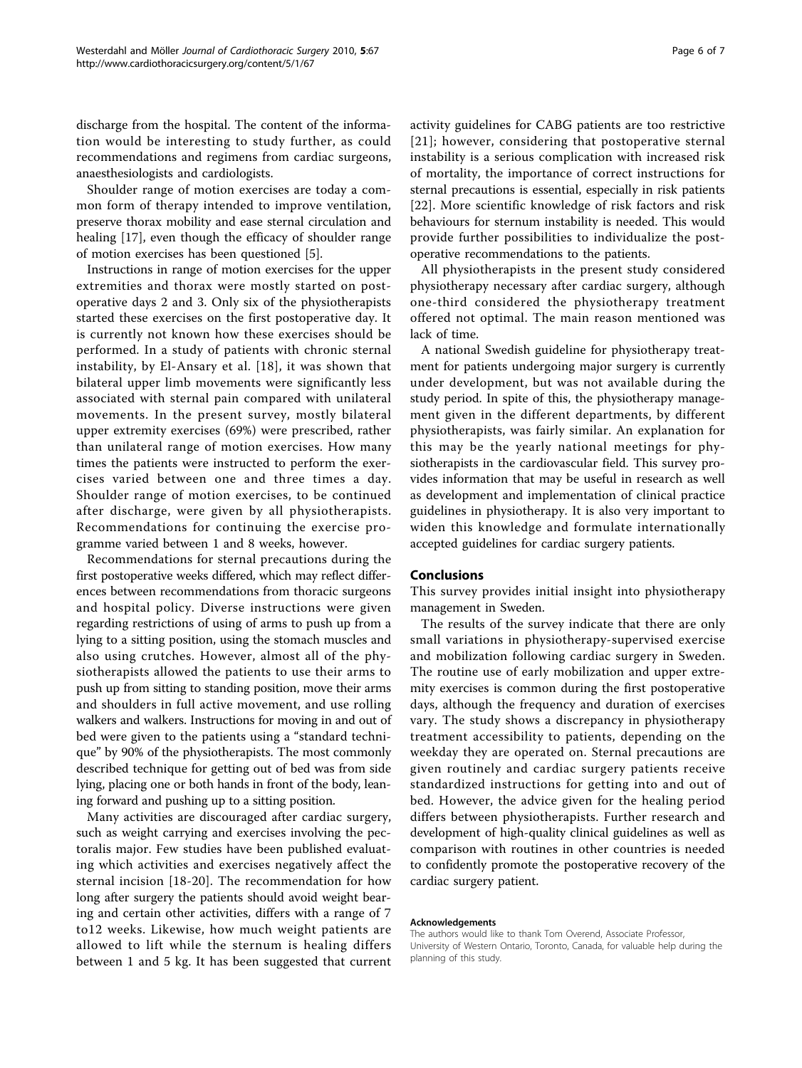discharge from the hospital. The content of the information would be interesting to study further, as could recommendations and regimens from cardiac surgeons, anaesthesiologists and cardiologists.

Shoulder range of motion exercises are today a common form of therapy intended to improve ventilation, preserve thorax mobility and ease sternal circulation and healing [17], even though the efficacy of shoulder range of motion exercises has been questioned [5].

Instructions in range of motion exercises for the upper extremities and thorax were mostly started on postoperative days 2 and 3. Only six of the physiotherapists started these exercises on the first postoperative day. It is currently not known how these exercises should be performed. In a study of patients with chronic sternal instability, by El-Ansary et al. [18], it was shown that bilateral upper limb movements were significantly less associated with sternal pain compared with unilateral movements. In the present survey, mostly bilateral upper extremity exercises (69%) were prescribed, rather than unilateral range of motion exercises. How many times the patients were instructed to perform the exercises varied between one and three times a day. Shoulder range of motion exercises, to be continued after discharge, were given by all physiotherapists. Recommendations for continuing the exercise programme varied between 1 and 8 weeks, however.

Recommendations for sternal precautions during the first postoperative weeks differed, which may reflect differences between recommendations from thoracic surgeons and hospital policy. Diverse instructions were given regarding restrictions of using of arms to push up from a lying to a sitting position, using the stomach muscles and also using crutches. However, almost all of the physiotherapists allowed the patients to use their arms to push up from sitting to standing position, move their arms and shoulders in full active movement, and use rolling walkers and walkers. Instructions for moving in and out of bed were given to the patients using a "standard technique" by 90% of the physiotherapists. The most commonly described technique for getting out of bed was from side lying, placing one or both hands in front of the body, leaning forward and pushing up to a sitting position.

Many activities are discouraged after cardiac surgery, such as weight carrying and exercises involving the pectoralis major. Few studies have been published evaluating which activities and exercises negatively affect the sternal incision [18-20]. The recommendation for how long after surgery the patients should avoid weight bearing and certain other activities, differs with a range of 7 to12 weeks. Likewise, how much weight patients are allowed to lift while the sternum is healing differs between 1 and 5 kg. It has been suggested that current activity guidelines for CABG patients are too restrictive [21]; however, considering that postoperative sternal instability is a serious complication with increased risk of mortality, the importance of correct instructions for sternal precautions is essential, especially in risk patients [22]. More scientific knowledge of risk factors and risk behaviours for sternum instability is needed. This would provide further possibilities to individualize the postoperative recommendations to the patients.

All physiotherapists in the present study considered physiotherapy necessary after cardiac surgery, although one-third considered the physiotherapy treatment offered not optimal. The main reason mentioned was lack of time.

A national Swedish guideline for physiotherapy treatment for patients undergoing major surgery is currently under development, but was not available during the study period. In spite of this, the physiotherapy management given in the different departments, by different physiotherapists, was fairly similar. An explanation for this may be the yearly national meetings for physiotherapists in the cardiovascular field. This survey provides information that may be useful in research as well as development and implementation of clinical practice guidelines in physiotherapy. It is also very important to widen this knowledge and formulate internationally accepted guidelines for cardiac surgery patients.

## Conclusions

This survey provides initial insight into physiotherapy management in Sweden.

The results of the survey indicate that there are only small variations in physiotherapy-supervised exercise and mobilization following cardiac surgery in Sweden. The routine use of early mobilization and upper extremity exercises is common during the first postoperative days, although the frequency and duration of exercises vary. The study shows a discrepancy in physiotherapy treatment accessibility to patients, depending on the weekday they are operated on. Sternal precautions are given routinely and cardiac surgery patients receive standardized instructions for getting into and out of bed. However, the advice given for the healing period differs between physiotherapists. Further research and development of high-quality clinical guidelines as well as comparison with routines in other countries is needed to confidently promote the postoperative recovery of the cardiac surgery patient.

#### Acknowledgements

The authors would like to thank Tom Overend, Associate Professor, University of Western Ontario, Toronto, Canada, for valuable help during the planning of this study.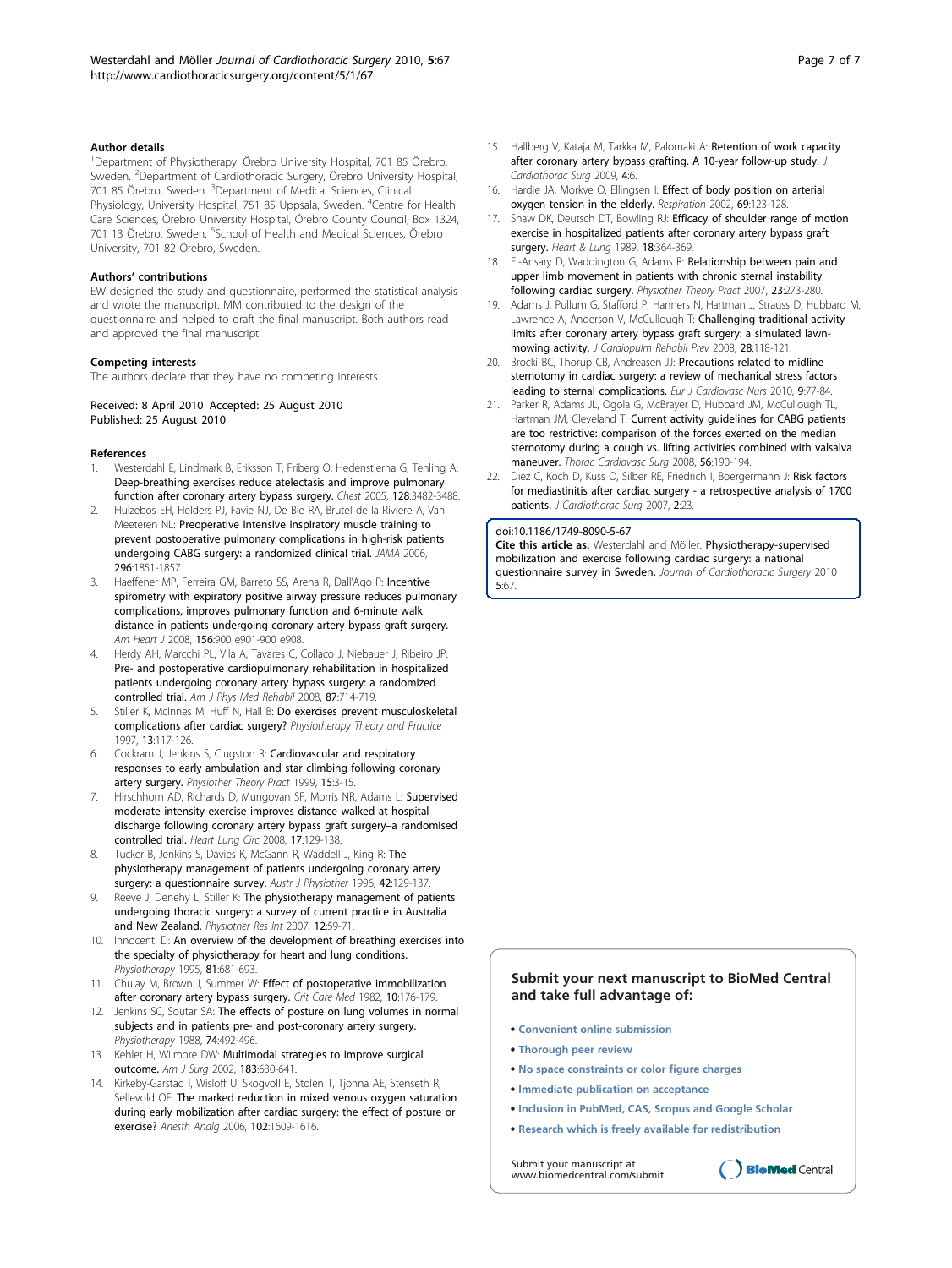### Author details

[1]Department of Physiotherapy, Örebro University Hospital, 701 85 Örebro, Sweden. [2]Department of Cardiothoracic Surgery, Örebro University Hospital, 701 85 Örebro, Sweden. [3]Department of Medical Sciences, Clinical Physiology, University Hospital, 751 85 Uppsala, Sweden. [4]Centre for Health Care Sciences, Örebro University Hospital, Örebro County Council, Box 1324, 701 13 Örebro, Sweden. [5]School of Health and Medical Sciences, Örebro University, 701 82 Örebro, Sweden.

### Authors' contributions

EW designed the study and questionnaire, performed the statistical analysis and wrote the manuscript. MM contributed to the design of the questionnaire and helped to draft the final manuscript. Both authors read and approved the final manuscript.

### Competing interests

The authors declare that they have no competing interests.

Received: 8 April 2010 Accepted: 25 August 2010
Published: 25 August 2010

### References

1. Westerdahl E, Lindmark B, Eriksson T, Friberg O, Hedenstierna G, Tenling A: **Deep-breathing exercises reduce atelectasis and improve pulmonary function after coronary artery bypass surgery.** *Chest* 2005, **128**:3482-3488.
2. Hulzebos EH, Helders PJ, Favie NJ, De Bie RA, Brutel de la Riviere A, Van Meeteren NL: **Preoperative intensive inspiratory muscle training to prevent postoperative pulmonary complications in high-risk patients undergoing CABG surgery: a randomized clinical trial.** *JAMA* 2006, **296**:1851-1857.
3. Haeffener MP, Ferreira GM, Barreto SS, Arena R, Dall'Ago P: **Incentive spirometry with expiratory positive airway pressure reduces pulmonary complications, improves pulmonary function and 6-minute walk distance in patients undergoing coronary artery bypass graft surgery.** *Am Heart J* 2008, **156**:900 e901-900 e908.
4. Herdy AH, Marcchi PL, Vila A, Tavares C, Collaco J, Niebauer J, Ribeiro JP: **Pre- and postoperative cardiopulmonary rehabilitation in hospitalized patients undergoing coronary artery bypass surgery: a randomized controlled trial.** *Am J Phys Med Rehabil* 2008, **87**:714-719.
5. Stiller K, McInnes M, Huff N, Hall B: **Do exercises prevent musculoskeletal complications after cardiac surgery?** *Physiotherapy Theory and Practice* 1997, **13**:117-126.
6. Cockram J, Jenkins S, Clugston R: **Cardiovascular and respiratory responses to early ambulation and star climbing following coronary artery surgery.** *Physiother Theory Pract* 1999, **15**:3-15.
7. Hirschhorn AD, Richards D, Mungovan SF, Morris NR, Adams L: **Supervised moderate intensity exercise improves distance walked at hospital discharge following coronary artery bypass graft surgery–a randomised controlled trial.** *Heart Lung Circ* 2008, **17**:129-138.
8. Tucker B, Jenkins S, Davies K, McGann R, Waddell J, King R: **The physiotherapy management of patients undergoing coronary artery surgery: a questionnaire survey.** *Austr J Physiother* 1996, **42**:129-137.
9. Reeve J, Denehy L, Stiller K: **The physiotherapy management of patients undergoing thoracic surgery: a survey of current practice in Australia and New Zealand.** *Physiother Res Int* 2007, **12**:59-71.
10. Innocenti D: **An overview of the development of breathing exercises into the specialty of physiotherapy for heart and lung conditions.** *Physiotherapy* 1995, **81**:681-693.
11. Chulay M, Brown J, Summer W: **Effect of postoperative immobilization after coronary artery bypass surgery.** *Crit Care Med* 1982, **10**:176-179.
12. Jenkins SC, Soutar SA: **The effects of posture on lung volumes in normal subjects and in patients pre- and post-coronary artery surgery.** *Physiotherapy* 1988, **74**:492-496.
13. Kehlet H, Wilmore DW: **Multimodal strategies to improve surgical outcome.** *Am J Surg* 2002, **183**:630-641.
14. Kirkeby-Garstad I, Wisloff U, Skogvoll E, Stolen T, Tjonna AE, Stenseth R, Sellevold OF: **The marked reduction in mixed venous oxygen saturation during early mobilization after cardiac surgery: the effect of posture or exercise?** *Anesth Analg* 2006, **102**:1609-1616.
15. Hallberg V, Kataja M, Tarkka M, Palomaki A: **Retention of work capacity after coronary artery bypass grafting. A 10-year follow-up study.** *J Cardiothorac Surg* 2009, **4**:6.
16. Hardie JA, Morkve O, Ellingsen I: **Effect of body position on arterial oxygen tension in the elderly.** *Respiration* 2002, **69**:123-128.
17. Shaw DK, Deutsch DT, Bowling RJ: **Efficacy of shoulder range of motion exercise in hospitalized patients after coronary artery bypass graft surgery.** *Heart & Lung* 1989, **18**:364-369.
18. El-Ansary D, Waddington G, Adams R: **Relationship between pain and upper limb movement in patients with chronic sternal instability following cardiac surgery.** *Physiother Theory Pract* 2007, **23**:273-280.
19. Adams J, Pullum G, Stafford P, Hanners N, Hartman J, Strauss D, Hubbard M, Lawrence A, Anderson V, McCullough T: **Challenging traditional activity limits after coronary artery bypass graft surgery: a simulated lawn-mowing activity.** *J Cardiopulm Rehabil Prev* 2008, **28**:118-121.
20. Brocki BC, Thorup CB, Andreasen JJ: **Precautions related to midline sternotomy in cardiac surgery: a review of mechanical stress factors leading to sternal complications.** *Eur J Cardiovasc Nurs* 2010, **9**:77-84.
21. Parker R, Adams JL, Ogola G, McBrayer D, Hubbard JM, McCullough TL, Hartman JM, Cleveland T: **Current activity guidelines for CABG patients are too restrictive: comparison of the forces exerted on the median sternotomy during a cough vs. lifting activities combined with valsalva maneuver.** *Thorac Cardiovasc Surg* 2008, **56**:190-194.
22. Diez C, Koch D, Kuss O, Silber RE, Friedrich I, Boergermann J: **Risk factors for mediastinitis after cardiac surgery - a retrospective analysis of 1700 patients.** *J Cardiothorac Surg* 2007, **2**:23.

doi:10.1186/1749-8090-5-67
**Cite this article as:** Westerdahl and Möller: **Physiotherapy-supervised mobilization and exercise following cardiac surgery: a national questionnaire survey in Sweden.** *Journal of Cardiothoracic Surgery* 2010 **5**:67.

**Submit your next manuscript to BioMed Central and take full advantage of:**

- **Convenient online submission**
- **Thorough peer review**
- **No space constraints or color figure charges**
- **Immediate publication on acceptance**
- **Inclusion in PubMed, CAS, Scopus and Google Scholar**
- **Research which is freely available for redistribution**

Submit your manuscript at
www.biomedcentral.com/submit

BioMed Central